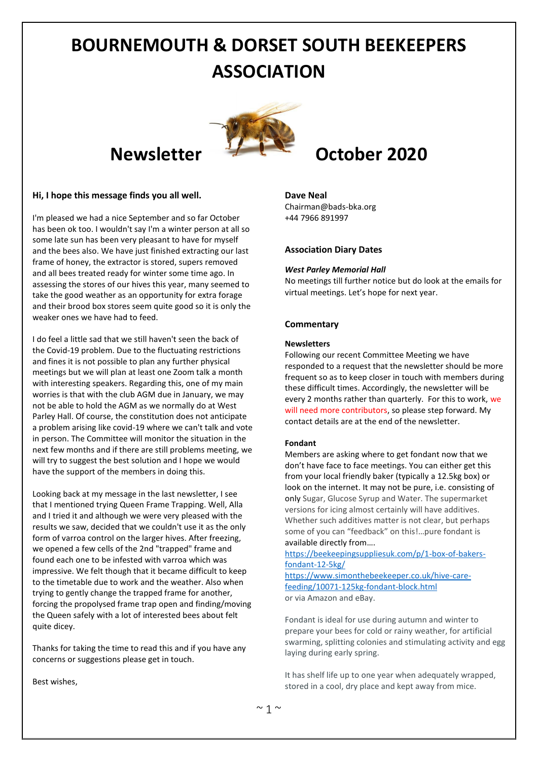# BOURNEMOUTH & DORSET SOUTH BEEKEEPERS ASSOCIATION

## Newsletter October 2020

**Hi, I hope this message finds you all well.**

I'm pleased we had a nice September and so far October has been ok too. I wouldn't say I'm a winter person at all so some late sun has been very pleasant to have for myself and the bees also. We have just finished extracting our last frame of honey, the extractor is stored, supers removed and all bees treated ready for winter some time ago. In assessing the stores of our hives this year, many seemed to take the good weather as an opportunity for extra forage and their brood box stores seem quite good so it is only the weaker ones we have had to feed.

I do feel a little sad that we still haven't seen the back of the Covid-19 problem. Due to the fluctuating restrictions and fines it is not possible to plan any further physical meetings but we will plan at least one Zoom talk a month with interesting speakers. Regarding this, one of my main worries is that with the club AGM due in January, we may not be able to hold the AGM as we normally do at West Parley Hall. Of course, the constitution does not anticipate a problem arising like covid-19 where we can't talk and vote in person. The Committee will monitor the situation in the next few months and if there are still problems meeting, we will try to suggest the best solution and I hope we would have the support of the members in doing this.

Looking back at my message in the last newsletter, I see that I mentioned trying Queen Frame Trapping. Well, Alla and I tried it and although we were very pleased with the results we saw, decided that we couldn't use it as the only form of varroa control on the larger hives. After freezing, we opened a few cells of the 2nd "trapped" frame and found each one to be infested with varroa which was impressive. We felt though that it became difficult to keep to the timetable due to work and the weather. Also when trying to gently change the trapped frame for another, forcing the propolysed frame trap open and finding/moving the Queen safely with a lot of interested bees about felt quite dicey.

Thanks for taking the time to read this and if you have any concerns or suggestions please get in touch.

Best wishes,

**Dave Neal**
Chairman@bads-bka.org
+44 7966 891997

### Association Diary Dates

***West Parley Memorial Hall***

No meetings till further notice but do look at the emails for virtual meetings. Let's hope for next year.

### Commentary

**Newsletters**

Following our recent Committee Meeting we have responded to a request that the newsletter should be more frequent so as to keep closer in touch with members during these difficult times. Accordingly, the newsletter will be every 2 months rather than quarterly. For this to work, we will need more contributors, so please step forward. My contact details are at the end of the newsletter.

**Fondant**

Members are asking where to get fondant now that we don't have face to face meetings. You can either get this from your local friendly baker (typically a 12.5kg box) or look on the internet. It may not be pure, i.e. consisting of only Sugar, Glucose Syrup and Water. The supermarket versions for icing almost certainly will have additives. Whether such additives matter is not clear, but perhaps some of you can "feedback" on this!…pure fondant is available directly from….

https://beekeepingsuppliesuk.com/p/1-box-of-bakers-fondant-12-5kg/
https://www.simonthebeekeeper.co.uk/hive-care-feeding/10071-125kg-fondant-block.html
or via Amazon and eBay.

Fondant is ideal for use during autumn and winter to prepare your bees for cold or rainy weather, for artificial swarming, splitting colonies and stimulating activity and egg laying during early spring.

It has shelf life up to one year when adequately wrapped, stored in a cool, dry place and kept away from mice.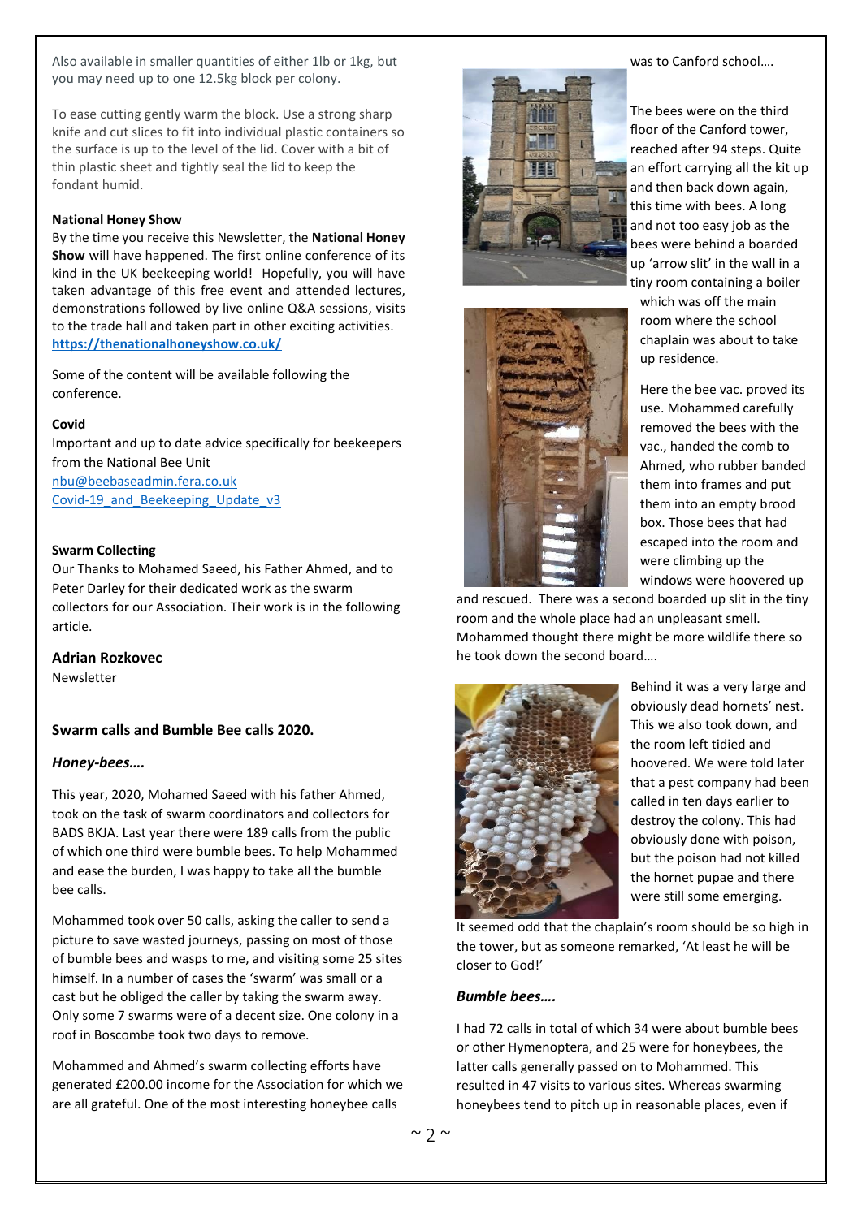Also available in smaller quantities of either 1lb or 1kg, but you may need up to one 12.5kg block per colony.

To ease cutting gently warm the block. Use a strong sharp knife and cut slices to fit into individual plastic containers so the surface is up to the level of the lid. Cover with a bit of thin plastic sheet and tightly seal the lid to keep the fondant humid.

**National Honey Show**

By the time you receive this Newsletter, the **National Honey Show** will have happened. The first online conference of its kind in the UK beekeeping world! Hopefully, you will have taken advantage of this free event and attended lectures, demonstrations followed by live online Q&A sessions, visits to the trade hall and taken part in other exciting activities. **https://thenationalhoneyshow.co.uk/**

Some of the content will be available following the conference.

**Covid**

Important and up to date advice specifically for beekeepers from the National Bee Unit
nbu@beebaseadmin.fera.co.uk
Covid-19_and_Beekeeping_Update_v3

**Swarm Collecting**

Our Thanks to Mohamed Saeed, his Father Ahmed, and to Peter Darley for their dedicated work as the swarm collectors for our Association. Their work is in the following article.

**Adrian Rozkovec**
Newsletter

### Swarm calls and Bumble Bee calls 2020.

***Honey-bees….***

This year, 2020, Mohamed Saeed with his father Ahmed, took on the task of swarm coordinators and collectors for BADS BKJA. Last year there were 189 calls from the public of which one third were bumble bees. To help Mohammed and ease the burden, I was happy to take all the bumble bee calls.

Mohammed took over 50 calls, asking the caller to send a picture to save wasted journeys, passing on most of those of bumble bees and wasps to me, and visiting some 25 sites himself. In a number of cases the 'swarm' was small or a cast but he obliged the caller by taking the swarm away. Only some 7 swarms were of a decent size. One colony in a roof in Boscombe took two days to remove.

Mohammed and Ahmed's swarm collecting efforts have generated £200.00 income for the Association for which we are all grateful. One of the most interesting honeybee calls was to Canford school….

The bees were on the third floor of the Canford tower, reached after 94 steps. Quite an effort carrying all the kit up and then back down again, this time with bees. A long and not too easy job as the bees were behind a boarded up 'arrow slit' in the wall in a tiny room containing a boiler which was off the main room where the school chaplain was about to take up residence.

Here the bee vac. proved its use. Mohammed carefully removed the bees with the vac., handed the comb to Ahmed, who rubber banded them into frames and put them into an empty brood box. Those bees that had escaped into the room and were climbing up the windows were hoovered up and rescued. There was a second boarded up slit in the tiny room and the whole place had an unpleasant smell. Mohammed thought there might be more wildlife there so he took down the second board….

Behind it was a very large and obviously dead hornets' nest. This we also took down, and the room left tidied and hoovered. We were told later that a pest company had been called in ten days earlier to destroy the colony. This had obviously done with poison, but the poison had not killed the hornet pupae and there were still some emerging.

It seemed odd that the chaplain's room should be so high in the tower, but as someone remarked, 'At least he will be closer to God!'

***Bumble bees….***

I had 72 calls in total of which 34 were about bumble bees or other Hymenoptera, and 25 were for honeybees, the latter calls generally passed on to Mohammed. This resulted in 47 visits to various sites. Whereas swarming honeybees tend to pitch up in reasonable places, even if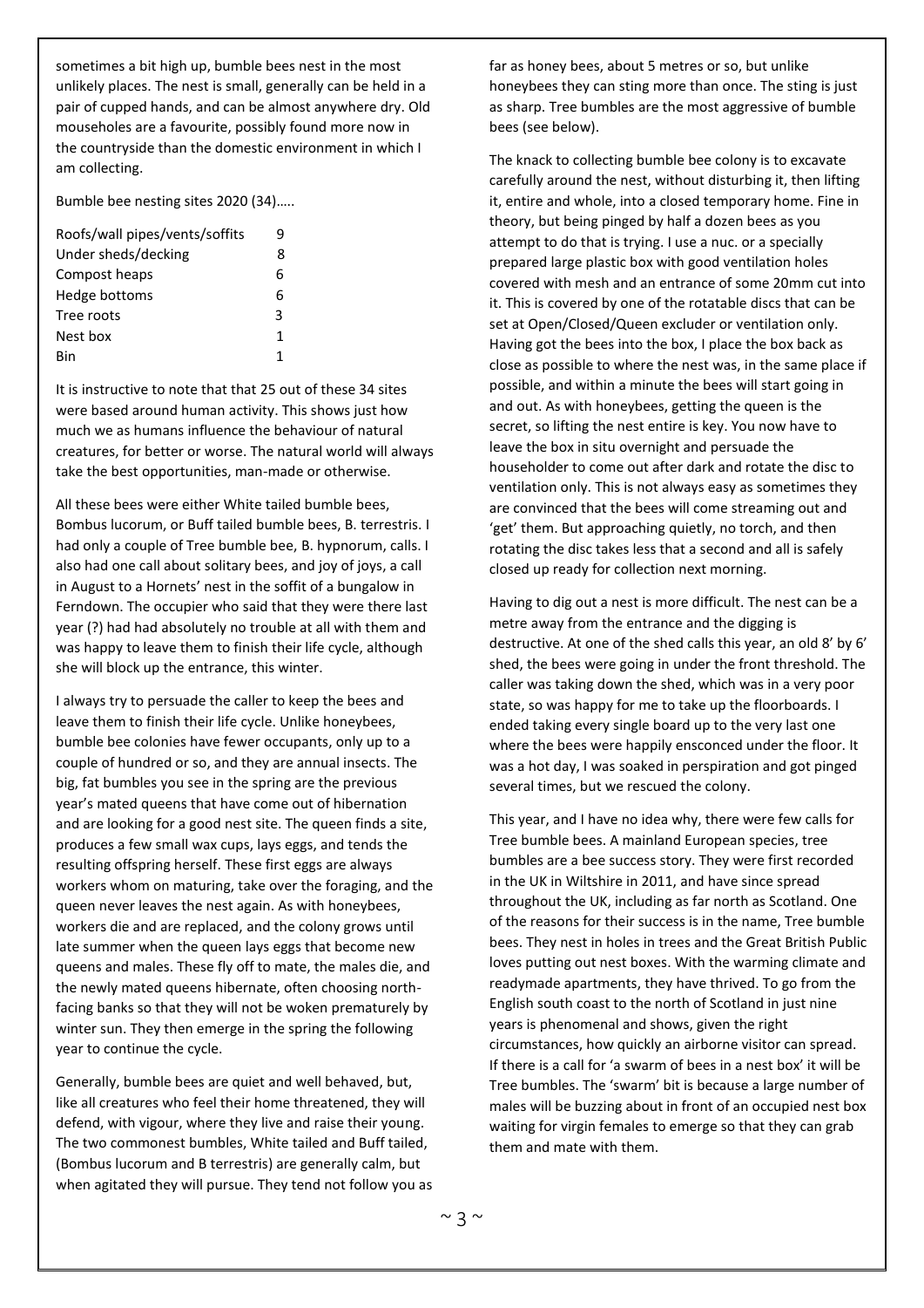sometimes a bit high up, bumble bees nest in the most unlikely places. The nest is small, generally can be held in a pair of cupped hands, and can be almost anywhere dry. Old mouseholes are a favourite, possibly found more now in the countryside than the domestic environment in which I am collecting.

Bumble bee nesting sites 2020 (34)…..

| | |
|---|---|
| Roofs/wall pipes/vents/soffits | 9 |
| Under sheds/decking | 8 |
| Compost heaps | 6 |
| Hedge bottoms | 6 |
| Tree roots | 3 |
| Nest box | 1 |
| Bin | 1 |

It is instructive to note that that 25 out of these 34 sites were based around human activity. This shows just how much we as humans influence the behaviour of natural creatures, for better or worse. The natural world will always take the best opportunities, man-made or otherwise.

All these bees were either White tailed bumble bees, Bombus lucorum, or Buff tailed bumble bees, B. terrestris. I had only a couple of Tree bumble bee, B. hypnorum, calls. I also had one call about solitary bees, and joy of joys, a call in August to a Hornets' nest in the soffit of a bungalow in Ferndown. The occupier who said that they were there last year (?) had had absolutely no trouble at all with them and was happy to leave them to finish their life cycle, although she will block up the entrance, this winter.

I always try to persuade the caller to keep the bees and leave them to finish their life cycle. Unlike honeybees, bumble bee colonies have fewer occupants, only up to a couple of hundred or so, and they are annual insects. The big, fat bumbles you see in the spring are the previous year's mated queens that have come out of hibernation and are looking for a good nest site. The queen finds a site, produces a few small wax cups, lays eggs, and tends the resulting offspring herself. These first eggs are always workers whom on maturing, take over the foraging, and the queen never leaves the nest again. As with honeybees, workers die and are replaced, and the colony grows until late summer when the queen lays eggs that become new queens and males. These fly off to mate, the males die, and the newly mated queens hibernate, often choosing north-facing banks so that they will not be woken prematurely by winter sun. They then emerge in the spring the following year to continue the cycle.

Generally, bumble bees are quiet and well behaved, but, like all creatures who feel their home threatened, they will defend, with vigour, where they live and raise their young. The two commonest bumbles, White tailed and Buff tailed, (Bombus lucorum and B terrestris) are generally calm, but when agitated they will pursue. They tend not follow you as far as honey bees, about 5 metres or so, but unlike honeybees they can sting more than once. The sting is just as sharp. Tree bumbles are the most aggressive of bumble bees (see below).

The knack to collecting bumble bee colony is to excavate carefully around the nest, without disturbing it, then lifting it, entire and whole, into a closed temporary home. Fine in theory, but being pinged by half a dozen bees as you attempt to do that is trying. I use a nuc. or a specially prepared large plastic box with good ventilation holes covered with mesh and an entrance of some 20mm cut into it. This is covered by one of the rotatable discs that can be set at Open/Closed/Queen excluder or ventilation only. Having got the bees into the box, I place the box back as close as possible to where the nest was, in the same place if possible, and within a minute the bees will start going in and out. As with honeybees, getting the queen is the secret, so lifting the nest entire is key. You now have to leave the box in situ overnight and persuade the householder to come out after dark and rotate the disc to ventilation only. This is not always easy as sometimes they are convinced that the bees will come streaming out and 'get' them. But approaching quietly, no torch, and then rotating the disc takes less that a second and all is safely closed up ready for collection next morning.

Having to dig out a nest is more difficult. The nest can be a metre away from the entrance and the digging is destructive. At one of the shed calls this year, an old 8' by 6' shed, the bees were going in under the front threshold. The caller was taking down the shed, which was in a very poor state, so was happy for me to take up the floorboards. I ended taking every single board up to the very last one where the bees were happily ensconced under the floor. It was a hot day, I was soaked in perspiration and got pinged several times, but we rescued the colony.

This year, and I have no idea why, there were few calls for Tree bumble bees. A mainland European species, tree bumbles are a bee success story. They were first recorded in the UK in Wiltshire in 2011, and have since spread throughout the UK, including as far north as Scotland. One of the reasons for their success is in the name, Tree bumble bees. They nest in holes in trees and the Great British Public loves putting out nest boxes. With the warming climate and readymade apartments, they have thrived. To go from the English south coast to the north of Scotland in just nine years is phenomenal and shows, given the right circumstances, how quickly an airborne visitor can spread. If there is a call for 'a swarm of bees in a nest box' it will be Tree bumbles. The 'swarm' bit is because a large number of males will be buzzing about in front of an occupied nest box waiting for virgin females to emerge so that they can grab them and mate with them.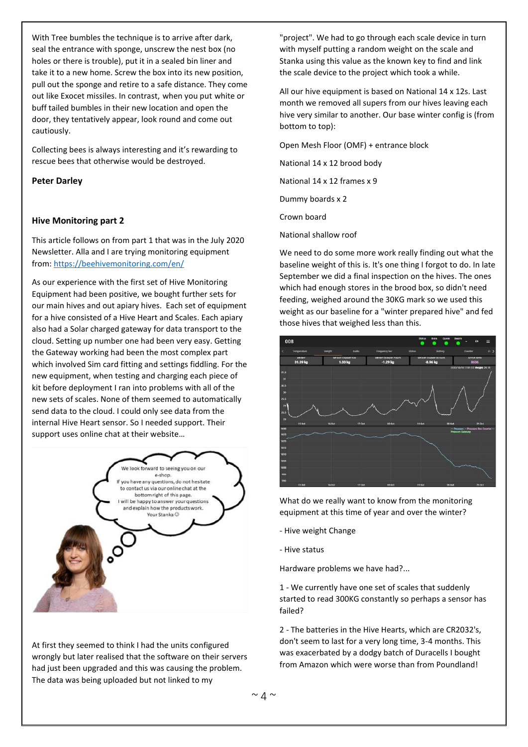With Tree bumbles the technique is to arrive after dark, seal the entrance with sponge, unscrew the nest box (no holes or there is trouble), put it in a sealed bin liner and take it to a new home. Screw the box into its new position, pull out the sponge and retire to a safe distance. They come out like Exocet missiles. In contrast, when you put white or buff tailed bumbles in their new location and open the door, they tentatively appear, look round and come out cautiously.

Collecting bees is always interesting and it's rewarding to rescue bees that otherwise would be destroyed.

**Peter Darley**

## Hive Monitoring part 2

This article follows on from part 1 that was in the July 2020 Newsletter. Alla and I are trying monitoring equipment from: https://beehivemonitoring.com/en/

As our experience with the first set of Hive Monitoring Equipment had been positive, we bought further sets for our main hives and out apiary hives. Each set of equipment for a hive consisted of a Hive Heart and Scales. Each apiary also had a Solar charged gateway for data transport to the cloud. Setting up number one had been very easy. Getting the Gateway working had been the most complex part which involved Sim card fitting and settings fiddling. For the new equipment, when testing and charging each piece of kit before deployment I ran into problems with all of the new sets of scales. None of them seemed to automatically send data to the cloud. I could only see data from the internal Hive Heart sensor. So I needed support. Their support uses online chat at their website…

At first they seemed to think I had the units configured wrongly but later realised that the software on their servers had just been upgraded and this was causing the problem. The data was being uploaded but not linked to my "project". We had to go through each scale device in turn with myself putting a random weight on the scale and Stanka using this value as the known key to find and link the scale device to the project which took a while.

All our hive equipment is based on National 14 x 12s. Last month we removed all supers from our hives leaving each hive very similar to another. Our base winter config is (from bottom to top):

Open Mesh Floor (OMF) + entrance block

National 14 x 12 brood body

National 14 x 12 frames x 9

Dummy boards x 2

Crown board

National shallow roof

We need to do some more work really finding out what the baseline weight of this is. It's one thing I forgot to do. In late September we did a final inspection on the hives. The ones which had enough stores in the brood box, so didn't need feeding, weighed around the 30KG mark so we used this weight as our baseline for a "winter prepared hive" and fed those hives that weighed less than this.

What do we really want to know from the monitoring equipment at this time of year and over the winter?

- Hive weight Change

- Hive status

Hardware problems we have had?...

1 - We currently have one set of scales that suddenly started to read 300KG constantly so perhaps a sensor has failed?

2 - The batteries in the Hive Hearts, which are CR2032's, don't seem to last for a very long time, 3-4 months. This was exacerbated by a dodgy batch of Duracells I bought from Amazon which were worse than from Poundland!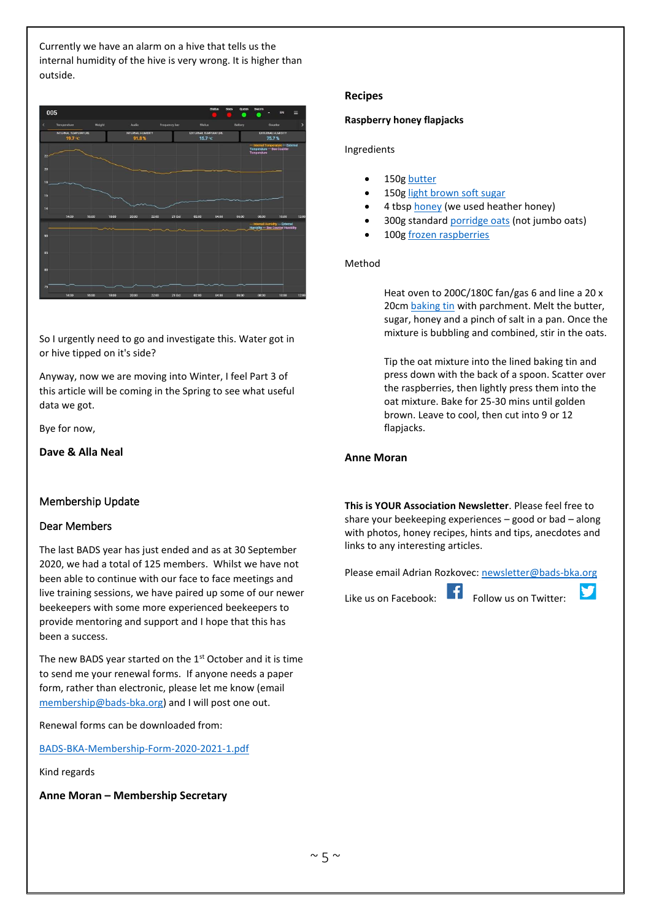Currently we have an alarm on a hive that tells us the internal humidity of the hive is very wrong. It is higher than outside.

005

Status Bees Queen Swarm

Temperature Weight Audio Frequency fan Status Battery Doorbar

INTERNAL TEMPERATURE 19.7 °C

INTERNAL HUMIDITY 91.8 %

EXTERNAL TEMPERATURE 15.7 °C

EXTERNAL HUMIDITY 75.7 %

So I urgently need to go and investigate this. Water got in or hive tipped on it's side?

Anyway, now we are moving into Winter, I feel Part 3 of this article will be coming in the Spring to see what useful data we got.

Bye for now,

**Dave & Alla Neal**

## Membership Update

### Dear Members

The last BADS year has just ended and as at 30 September 2020, we had a total of 125 members. Whilst we have not been able to continue with our face to face meetings and live training sessions, we have paired up some of our newer beekeepers with some more experienced beekeepers to provide mentoring and support and I hope that this has been a success.

The new BADS year started on the 1st October and it is time to send me your renewal forms. If anyone needs a paper form, rather than electronic, please let me know (email membership@bads-bka.org) and I will post one out.

Renewal forms can be downloaded from:

BADS-BKA-Membership-Form-2020-2021-1.pdf

Kind regards

**Anne Moran – Membership Secretary**

## Recipes

### Raspberry honey flapjacks

Ingredients

- 150g butter
- 150g light brown soft sugar
- 4 tbsp honey (we used heather honey)
- 300g standard porridge oats (not jumbo oats)
- 100g frozen raspberries

Method

Heat oven to 200C/180C fan/gas 6 and line a 20 x 20cm baking tin with parchment. Melt the butter, sugar, honey and a pinch of salt in a pan. Once the mixture is bubbling and combined, stir in the oats.

Tip the oat mixture into the lined baking tin and press down with the back of a spoon. Scatter over the raspberries, then lightly press them into the oat mixture. Bake for 25-30 mins until golden brown. Leave to cool, then cut into 9 or 12 flapjacks.

**Anne Moran**

**This is YOUR Association Newsletter**. Please feel free to share your beekeeping experiences – good or bad – along with photos, honey recipes, hints and tips, anecdotes and links to any interesting articles.

Please email Adrian Rozkovec: newsletter@bads-bka.org

Like us on Facebook: Follow us on Twitter: